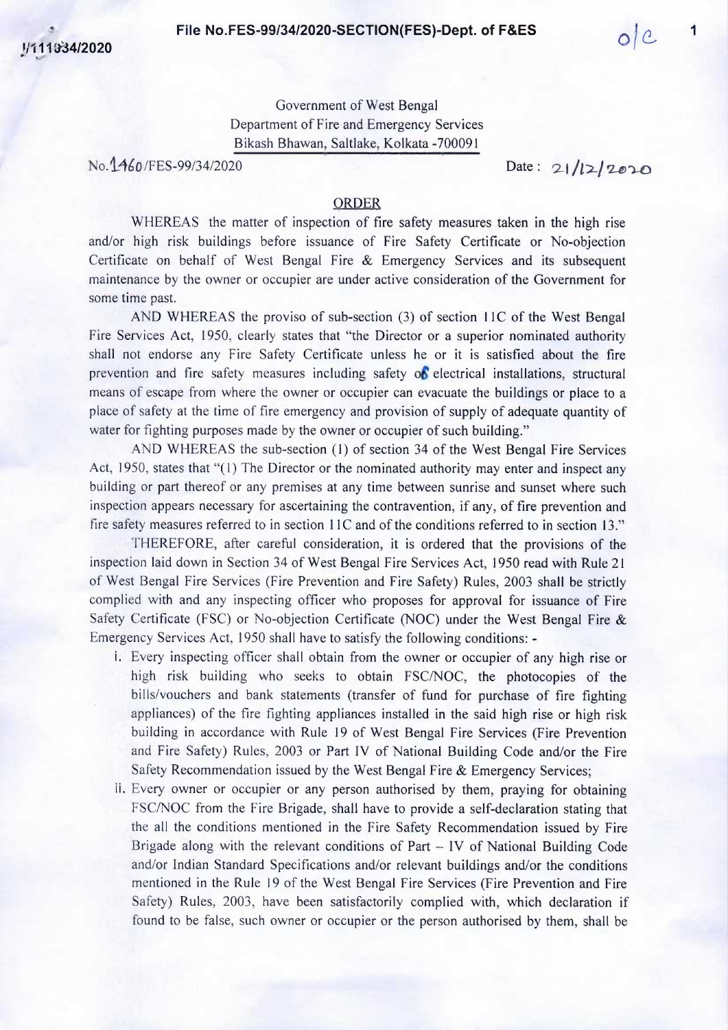Government of West Bengal
Department of Fire and Emergency Services
Bikash Bhawan, Saltlake, Kolkata -700091

No.1460/FES-99/34/2020 Date : 21/12/2020

## ORDER

WHEREAS the matter of inspection of fire safety measures taken in the high rise and/or high risk buildings before issuance of Fire Safety Certificate or No-objection Certificate on behalf of West Bengal Fire & Emergency Services and its subsequent maintenance by the owner or occupier are under active consideration of the Government for some time past.

AND WHEREAS the proviso of sub-section (3) of section 11C of the West Bengal Fire Services Act, 1950, clearly states that "the Director or a superior nominated authority shall not endorse any Fire Safety Certificate unless he or it is satisfied about the fire prevention and fire safety measures including safety of electrical installations, structural means of escape from where the owner or occupier can evacuate the buildings or place to a place of safety at the time of fire emergency and provision of supply of adequate quantity of water for fighting purposes made by the owner or occupier of such building."

AND WHEREAS the sub-section (1) of section 34 of the West Bengal Fire Services Act, 1950, states that "(1) The Director or the nominated authority may enter and inspect any building or part thereof or any premises at any time between sunrise and sunset where such inspection appears necessary for ascertaining the contravention, if any, of fire prevention and fire safety measures referred to in section 11C and of the conditions referred to in section 13."

THEREFORE, after careful consideration, it is ordered that the provisions of the inspection laid down in Section 34 of West Bengal Fire Services Act, 1950 read with Rule 21 of West Bengal Fire Services (Fire Prevention and Fire Safety) Rules, 2003 shall be strictly complied with and any inspecting officer who proposes for approval for issuance of Fire Safety Certificate (FSC) or No-objection Certificate (NOC) under the West Bengal Fire & Emergency Services Act, 1950 shall have to satisfy the following conditions: -

i. Every inspecting officer shall obtain from the owner or occupier of any high rise or high risk building who seeks to obtain FSC/NOC, the photocopies of the bills/vouchers and bank statements (transfer of fund for purchase of fire fighting appliances) of the fire fighting appliances installed in the said high rise or high risk building in accordance with Rule 19 of West Bengal Fire Services (Fire Prevention and Fire Safety) Rules, 2003 or Part IV of National Building Code and/or the Fire Safety Recommendation issued by the West Bengal Fire & Emergency Services;

ii. Every owner or occupier or any person authorised by them, praying for obtaining FSC/NOC from the Fire Brigade, shall have to provide a self-declaration stating that the all the conditions mentioned in the Fire Safety Recommendation issued by Fire Brigade along with the relevant conditions of Part – IV of National Building Code and/or Indian Standard Specifications and/or relevant buildings and/or the conditions mentioned in the Rule 19 of the West Bengal Fire Services (Fire Prevention and Fire Safety) Rules, 2003, have been satisfactorily complied with, which declaration if found to be false, such owner or occupier or the person authorised by them, shall be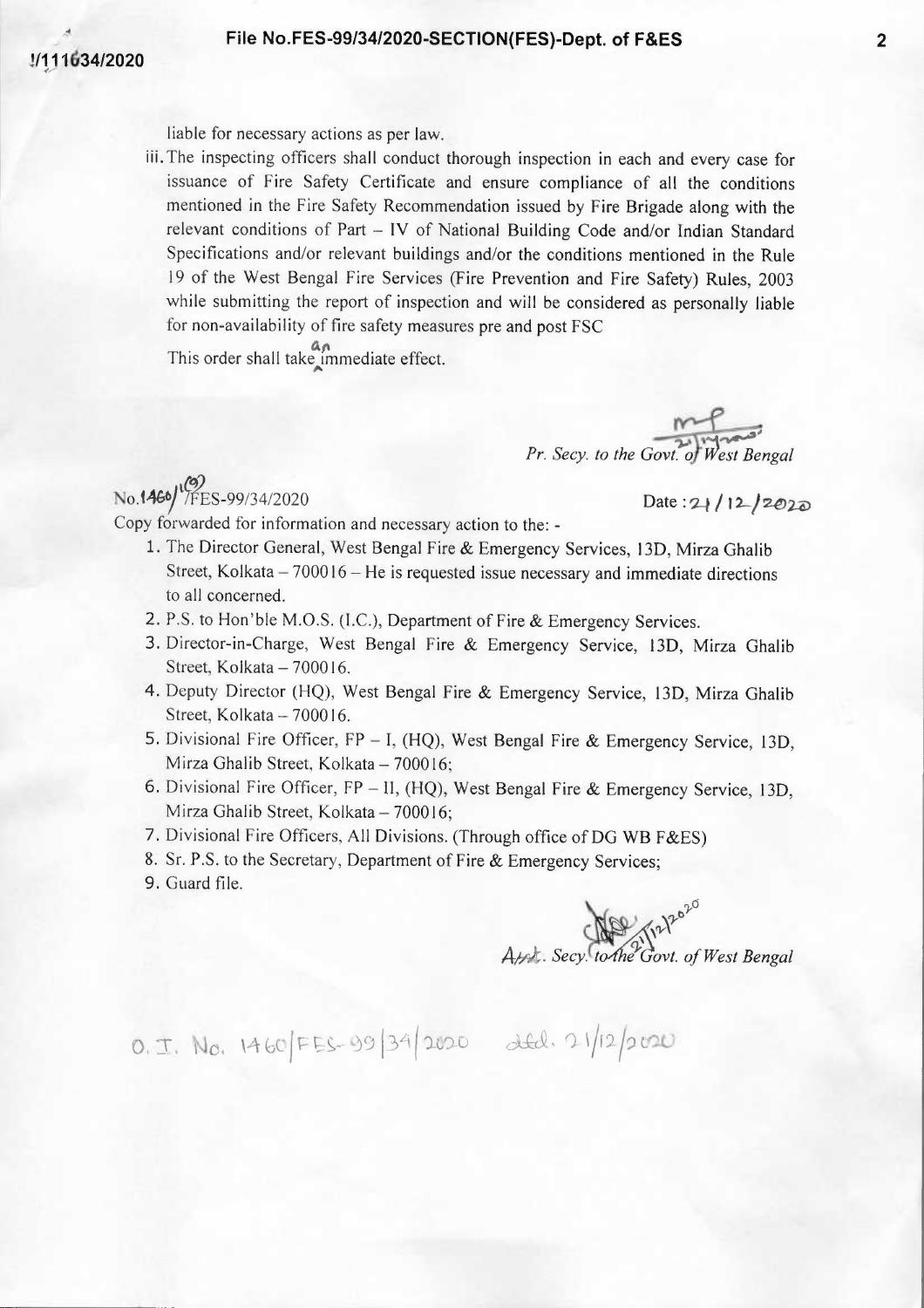liable for necessary actions as per law.

iii. The inspecting officers shall conduct thorough inspection in each and every case for issuance of Fire Safety Certificate and ensure compliance of all the conditions mentioned in the Fire Safety Recommendation issued by Fire Brigade along with the relevant conditions of Part – IV of National Building Code and/or Indian Standard Specifications and/or relevant buildings and/or the conditions mentioned in the Rule 19 of the West Bengal Fire Services (Fire Prevention and Fire Safety) Rules, 2003 while submitting the report of inspection and will be considered as personally liable for non-availability of fire safety measures pre and post FSC

This order shall take an immediate effect.

*Pr. Secy. to the Govt. of West Bengal*

No.1460/1(9)/FES-99/34/2020 Date : 21/12/2020

Copy forwarded for information and necessary action to the: -

1. The Director General, West Bengal Fire & Emergency Services, 13D, Mirza Ghalib Street, Kolkata – 700016 – He is requested issue necessary and immediate directions to all concerned.
2. P.S. to Hon'ble M.O.S. (I.C.), Department of Fire & Emergency Services.
3. Director-in-Charge, West Bengal Fire & Emergency Service, 13D, Mirza Ghalib Street, Kolkata – 700016.
4. Deputy Director (HQ), West Bengal Fire & Emergency Service, 13D, Mirza Ghalib Street, Kolkata – 700016.
5. Divisional Fire Officer, FP – I, (HQ), West Bengal Fire & Emergency Service, 13D, Mirza Ghalib Street, Kolkata – 700016;
6. Divisional Fire Officer, FP – II, (HQ), West Bengal Fire & Emergency Service, 13D, Mirza Ghalib Street, Kolkata – 700016;
7. Divisional Fire Officers, All Divisions. (Through office of DG WB F&ES)
8. Sr. P.S. to the Secretary, Department of Fire & Emergency Services;
9. Guard file.

21/12/2020

*Asst. Secy. to the Govt. of West Bengal*

O. I. No. 1460/FES-99/34/2020 dtd. 21/12/2020